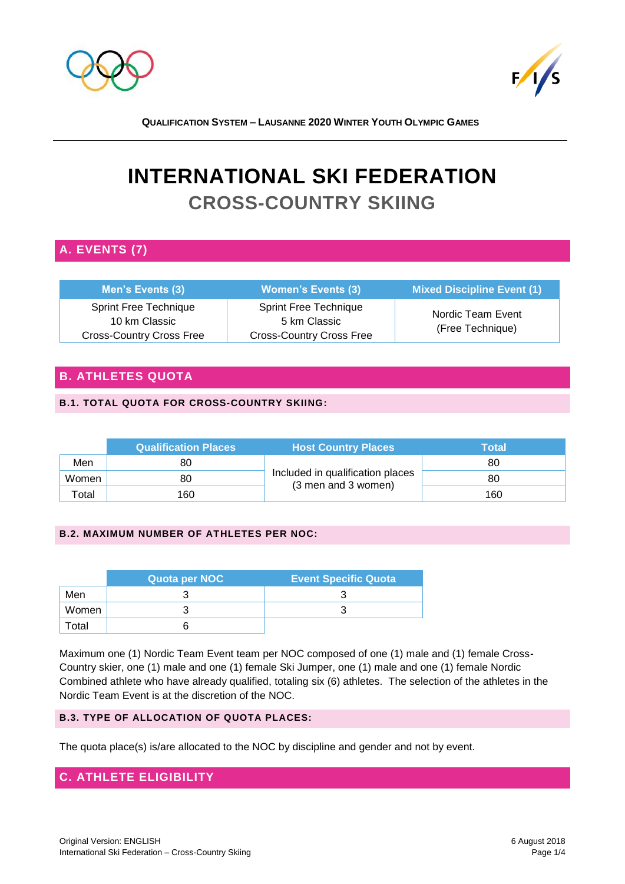**QUALIFICATION SYSTEM – LAUSANNE 2020 WINTER YOUTH OLYMPIC GAMES**

# INTERNATIONAL SKI FEDERATION

## CROSS-COUNTRY SKIING

## A. EVENTS (7)

| Men's Events (3) | Women's Events (3) | Mixed Discipline Event (1) |
|---|---|---|
| Sprint Free Technique<br>10 km Classic<br>Cross-Country Cross Free | Sprint Free Technique<br>5 km Classic<br>Cross-Country Cross Free | Nordic Team Event<br>(Free Technique) |

## B. ATHLETES QUOTA

### B.1. TOTAL QUOTA FOR CROSS-COUNTRY SKIING:

| | Qualification Places | Host Country Places | Total |
|---|---|---|---|
| Men | 80 | Included in qualification places (3 men and 3 women) | 80 |
| Women | 80 | | 80 |
| Total | 160 | | 160 |

### B.2. MAXIMUM NUMBER OF ATHLETES PER NOC:

| | Quota per NOC | Event Specific Quota |
|---|---|---|
| Men | 3 | 3 |
| Women | 3 | 3 |
| Total | 6 | |

Maximum one (1) Nordic Team Event team per NOC composed of one (1) male and (1) female Cross-Country skier, one (1) male and one (1) female Ski Jumper, one (1) male and one (1) female Nordic Combined athlete who have already qualified, totaling six (6) athletes. The selection of the athletes in the Nordic Team Event is at the discretion of the NOC.

### B.3. TYPE OF ALLOCATION OF QUOTA PLACES:

The quota place(s) is/are allocated to the NOC by discipline and gender and not by event.

## C. ATHLETE ELIGIBILITY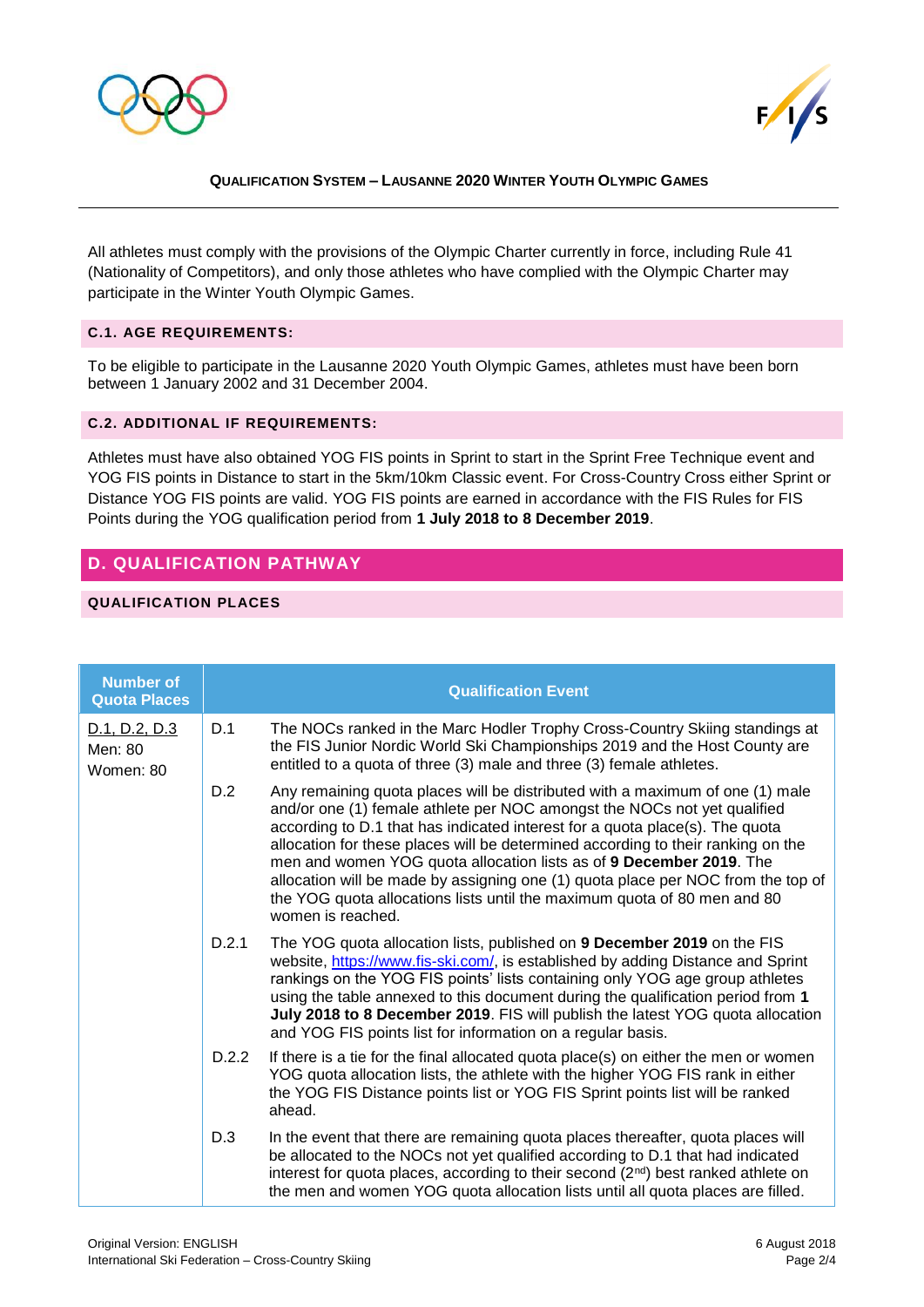All athletes must comply with the provisions of the Olympic Charter currently in force, including Rule 41 (Nationality of Competitors), and only those athletes who have complied with the Olympic Charter may participate in the Winter Youth Olympic Games.

### C.1. AGE REQUIREMENTS:

To be eligible to participate in the Lausanne 2020 Youth Olympic Games, athletes must have been born between 1 January 2002 and 31 December 2004.

### C.2. ADDITIONAL IF REQUIREMENTS:

Athletes must have also obtained YOG FIS points in Sprint to start in the Sprint Free Technique event and YOG FIS points in Distance to start in the 5km/10km Classic event. For Cross-Country Cross either Sprint or Distance YOG FIS points are valid. YOG FIS points are earned in accordance with the FIS Rules for FIS Points during the YOG qualification period from **1 July 2018 to 8 December 2019**.

## D. QUALIFICATION PATHWAY

### QUALIFICATION PLACES

| Number of Quota Places | Qualification Event | |
|---|---|---|
| D.1, D.2, D.3<br>Men: 80<br>Women: 80 | D.1 | The NOCs ranked in the Marc Hodler Trophy Cross-Country Skiing standings at the FIS Junior Nordic World Ski Championships 2019 and the Host County are entitled to a quota of three (3) male and three (3) female athletes. |
| | D.2 | Any remaining quota places will be distributed with a maximum of one (1) male and/or one (1) female athlete per NOC amongst the NOCs not yet qualified according to D.1 that has indicated interest for a quota place(s). The quota allocation for these places will be determined according to their ranking on the men and women YOG quota allocation lists as of **9 December 2019**. The allocation will be made by assigning one (1) quota place per NOC from the top of the YOG quota allocations lists until the maximum quota of 80 men and 80 women is reached. |
| | D.2.1 | The YOG quota allocation lists, published on **9 December 2019** on the FIS website, https://www.fis-ski.com/, is established by adding Distance and Sprint rankings on the YOG FIS points' lists containing only YOG age group athletes using the table annexed to this document during the qualification period from **1 July 2018 to 8 December 2019**. FIS will publish the latest YOG quota allocation and YOG FIS points list for information on a regular basis. |
| | D.2.2 | If there is a tie for the final allocated quota place(s) on either the men or women YOG quota allocation lists, the athlete with the higher YOG FIS rank in either the YOG FIS Distance points list or YOG FIS Sprint points list will be ranked ahead. |
| | D.3 | In the event that there are remaining quota places thereafter, quota places will be allocated to the NOCs not yet qualified according to D.1 that had indicated interest for quota places, according to their second (2nd) best ranked athlete on the men and women YOG quota allocation lists until all quota places are filled. |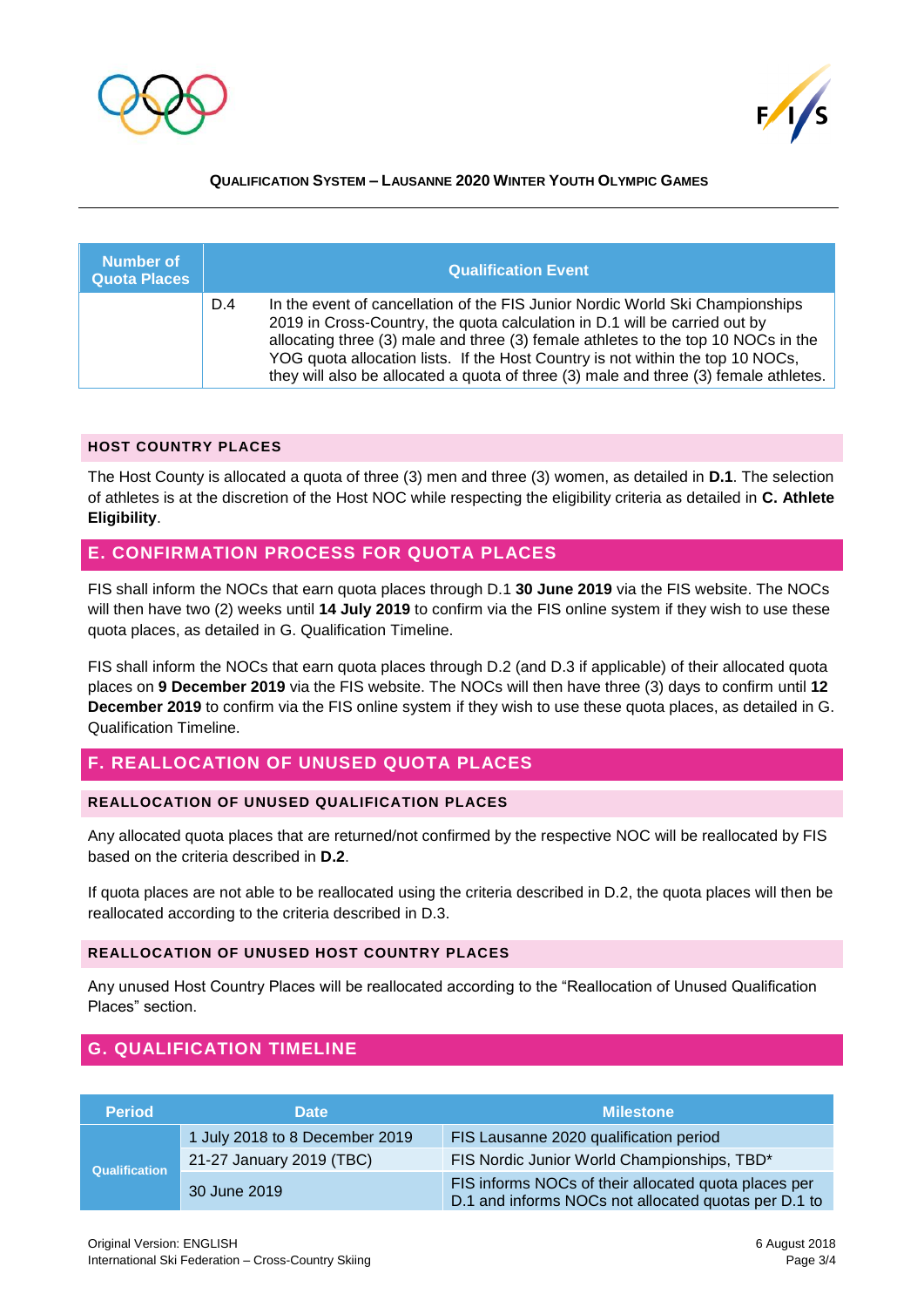| Number of Quota Places | Qualification Event |
| --- | --- |
| | D.4 In the event of cancellation of the FIS Junior Nordic World Ski Championships 2019 in Cross-Country, the quota calculation in D.1 will be carried out by allocating three (3) male and three (3) female athletes to the top 10 NOCs in the YOG quota allocation lists. If the Host Country is not within the top 10 NOCs, they will also be allocated a quota of three (3) male and three (3) female athletes. |

### HOST COUNTRY PLACES

The Host County is allocated a quota of three (3) men and three (3) women, as detailed in **D.1**. The selection of athletes is at the discretion of the Host NOC while respecting the eligibility criteria as detailed in **C. Athlete Eligibility**.

## E. CONFIRMATION PROCESS FOR QUOTA PLACES

FIS shall inform the NOCs that earn quota places through D.1 **30 June 2019** via the FIS website. The NOCs will then have two (2) weeks until **14 July 2019** to confirm via the FIS online system if they wish to use these quota places, as detailed in G. Qualification Timeline.

FIS shall inform the NOCs that earn quota places through D.2 (and D.3 if applicable) of their allocated quota places on **9 December 2019** via the FIS website. The NOCs will then have three (3) days to confirm until **12 December 2019** to confirm via the FIS online system if they wish to use these quota places, as detailed in G. Qualification Timeline.

## F. REALLOCATION OF UNUSED QUOTA PLACES

### REALLOCATION OF UNUSED QUALIFICATION PLACES

Any allocated quota places that are returned/not confirmed by the respective NOC will be reallocated by FIS based on the criteria described in **D.2**.

If quota places are not able to be reallocated using the criteria described in D.2, the quota places will then be reallocated according to the criteria described in D.3.

### REALLOCATION OF UNUSED HOST COUNTRY PLACES

Any unused Host Country Places will be reallocated according to the "Reallocation of Unused Qualification Places" section.

## G. QUALIFICATION TIMELINE

| Period | Date | Milestone |
| --- | --- | --- |
| Qualification | 1 July 2018 to 8 December 2019 | FIS Lausanne 2020 qualification period |
| | 21-27 January 2019 (TBC) | FIS Nordic Junior World Championships, TBD* |
| | 30 June 2019 | FIS informs NOCs of their allocated quota places per D.1 and informs NOCs not allocated quotas per D.1 to |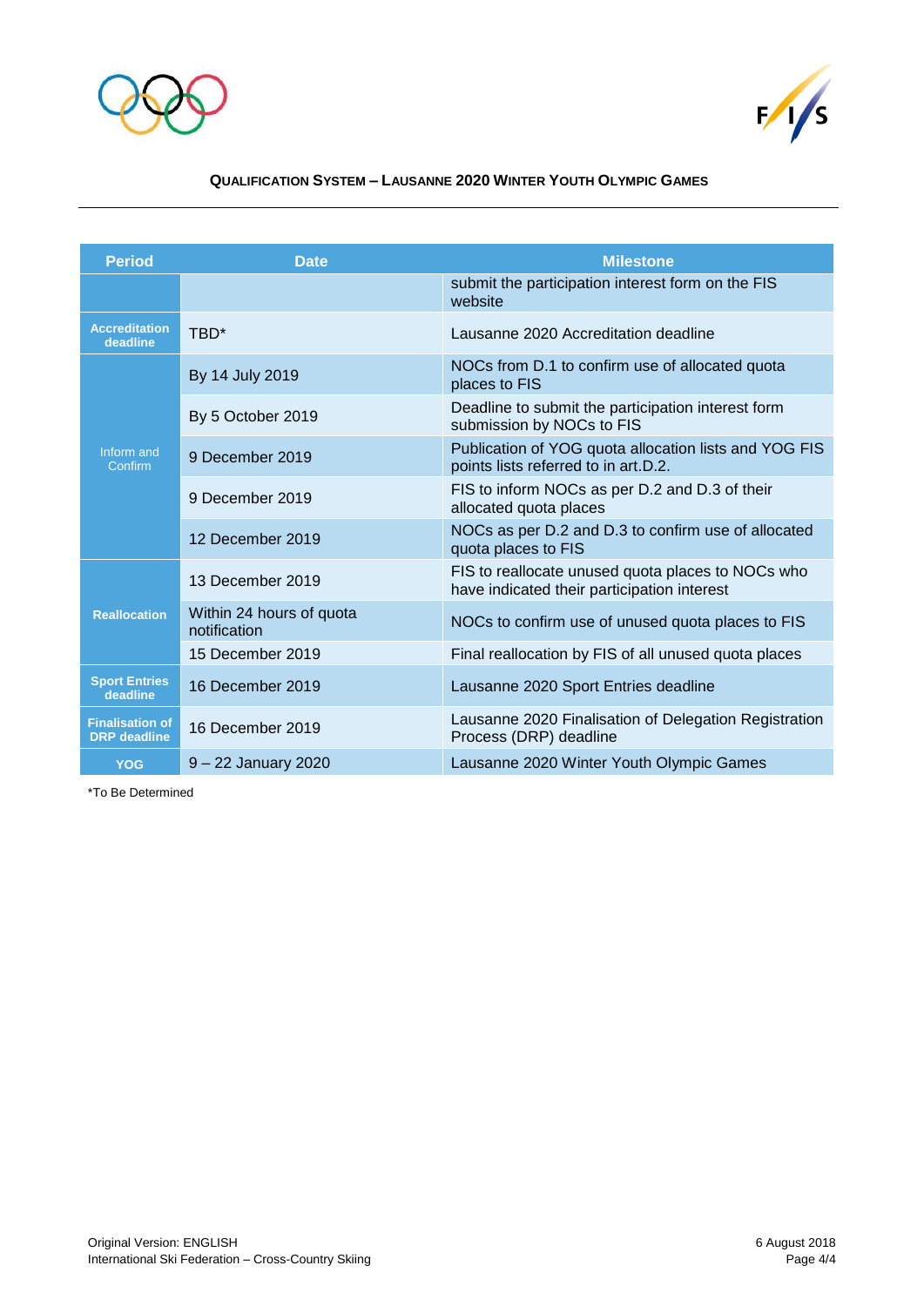**QUALIFICATION SYSTEM – LAUSANNE 2020 WINTER YOUTH OLYMPIC GAMES**

| Period | Date | Milestone |
|---|---|---|
| | | submit the participation interest form on the FIS website |
| Accreditation deadline | TBD* | Lausanne 2020 Accreditation deadline |
| Inform and Confirm | By 14 July 2019 | NOCs from D.1 to confirm use of allocated quota places to FIS |
| | By 5 October 2019 | Deadline to submit the participation interest form submission by NOCs to FIS |
| | 9 December 2019 | Publication of YOG quota allocation lists and YOG FIS points lists referred to in art.D.2. |
| | 9 December 2019 | FIS to inform NOCs as per D.2 and D.3 of their allocated quota places |
| | 12 December 2019 | NOCs as per D.2 and D.3 to confirm use of allocated quota places to FIS |
| Reallocation | 13 December 2019 | FIS to reallocate unused quota places to NOCs who have indicated their participation interest |
| | Within 24 hours of quota notification | NOCs to confirm use of unused quota places to FIS |
| | 15 December 2019 | Final reallocation by FIS of all unused quota places |
| Sport Entries deadline | 16 December 2019 | Lausanne 2020 Sport Entries deadline |
| Finalisation of DRP deadline | 16 December 2019 | Lausanne 2020 Finalisation of Delegation Registration Process (DRP) deadline |
| YOG | 9 – 22 January 2020 | Lausanne 2020 Winter Youth Olympic Games |

*To Be Determined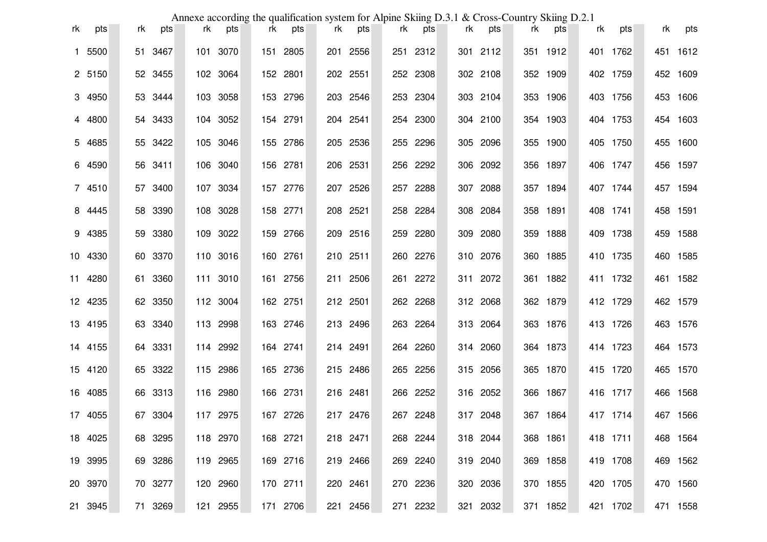Annexe according the qualification system for Alpine Skiing D.3.1 & Cross-Country Skiing D.2.1

| rk | pts | rk | pts | rk | pts | rk | pts | rk | pts | rk | pts | rk | pts | rk | pts | rk | pts | rk | pts |
|---|---|---|---|---|---|---|---|---|---|---|---|---|---|---|---|---|---|---|---|
| 1 | 5500 | 51 | 3467 | 101 | 3070 | 151 | 2805 | 201 | 2556 | 251 | 2312 | 301 | 2112 | 351 | 1912 | 401 | 1762 | 451 | 1612 |
| 2 | 5150 | 52 | 3455 | 102 | 3064 | 152 | 2801 | 202 | 2551 | 252 | 2308 | 302 | 2108 | 352 | 1909 | 402 | 1759 | 452 | 1609 |
| 3 | 4950 | 53 | 3444 | 103 | 3058 | 153 | 2796 | 203 | 2546 | 253 | 2304 | 303 | 2104 | 353 | 1906 | 403 | 1756 | 453 | 1606 |
| 4 | 4800 | 54 | 3433 | 104 | 3052 | 154 | 2791 | 204 | 2541 | 254 | 2300 | 304 | 2100 | 354 | 1903 | 404 | 1753 | 454 | 1603 |
| 5 | 4685 | 55 | 3422 | 105 | 3046 | 155 | 2786 | 205 | 2536 | 255 | 2296 | 305 | 2096 | 355 | 1900 | 405 | 1750 | 455 | 1600 |
| 6 | 4590 | 56 | 3411 | 106 | 3040 | 156 | 2781 | 206 | 2531 | 256 | 2292 | 306 | 2092 | 356 | 1897 | 406 | 1747 | 456 | 1597 |
| 7 | 4510 | 57 | 3400 | 107 | 3034 | 157 | 2776 | 207 | 2526 | 257 | 2288 | 307 | 2088 | 357 | 1894 | 407 | 1744 | 457 | 1594 |
| 8 | 4445 | 58 | 3390 | 108 | 3028 | 158 | 2771 | 208 | 2521 | 258 | 2284 | 308 | 2084 | 358 | 1891 | 408 | 1741 | 458 | 1591 |
| 9 | 4385 | 59 | 3380 | 109 | 3022 | 159 | 2766 | 209 | 2516 | 259 | 2280 | 309 | 2080 | 359 | 1888 | 409 | 1738 | 459 | 1588 |
| 10 | 4330 | 60 | 3370 | 110 | 3016 | 160 | 2761 | 210 | 2511 | 260 | 2276 | 310 | 2076 | 360 | 1885 | 410 | 1735 | 460 | 1585 |
| 11 | 4280 | 61 | 3360 | 111 | 3010 | 161 | 2756 | 211 | 2506 | 261 | 2272 | 311 | 2072 | 361 | 1882 | 411 | 1732 | 461 | 1582 |
| 12 | 4235 | 62 | 3350 | 112 | 3004 | 162 | 2751 | 212 | 2501 | 262 | 2268 | 312 | 2068 | 362 | 1879 | 412 | 1729 | 462 | 1579 |
| 13 | 4195 | 63 | 3340 | 113 | 2998 | 163 | 2746 | 213 | 2496 | 263 | 2264 | 313 | 2064 | 363 | 1876 | 413 | 1726 | 463 | 1576 |
| 14 | 4155 | 64 | 3331 | 114 | 2992 | 164 | 2741 | 214 | 2491 | 264 | 2260 | 314 | 2060 | 364 | 1873 | 414 | 1723 | 464 | 1573 |
| 15 | 4120 | 65 | 3322 | 115 | 2986 | 165 | 2736 | 215 | 2486 | 265 | 2256 | 315 | 2056 | 365 | 1870 | 415 | 1720 | 465 | 1570 |
| 16 | 4085 | 66 | 3313 | 116 | 2980 | 166 | 2731 | 216 | 2481 | 266 | 2252 | 316 | 2052 | 366 | 1867 | 416 | 1717 | 466 | 1568 |
| 17 | 4055 | 67 | 3304 | 117 | 2975 | 167 | 2726 | 217 | 2476 | 267 | 2248 | 317 | 2048 | 367 | 1864 | 417 | 1714 | 467 | 1566 |
| 18 | 4025 | 68 | 3295 | 118 | 2970 | 168 | 2721 | 218 | 2471 | 268 | 2244 | 318 | 2044 | 368 | 1861 | 418 | 1711 | 468 | 1564 |
| 19 | 3995 | 69 | 3286 | 119 | 2965 | 169 | 2716 | 219 | 2466 | 269 | 2240 | 319 | 2040 | 369 | 1858 | 419 | 1708 | 469 | 1562 |
| 20 | 3970 | 70 | 3277 | 120 | 2960 | 170 | 2711 | 220 | 2461 | 270 | 2236 | 320 | 2036 | 370 | 1855 | 420 | 1705 | 470 | 1560 |
| 21 | 3945 | 71 | 3269 | 121 | 2955 | 171 | 2706 | 221 | 2456 | 271 | 2232 | 321 | 2032 | 371 | 1852 | 421 | 1702 | 471 | 1558 |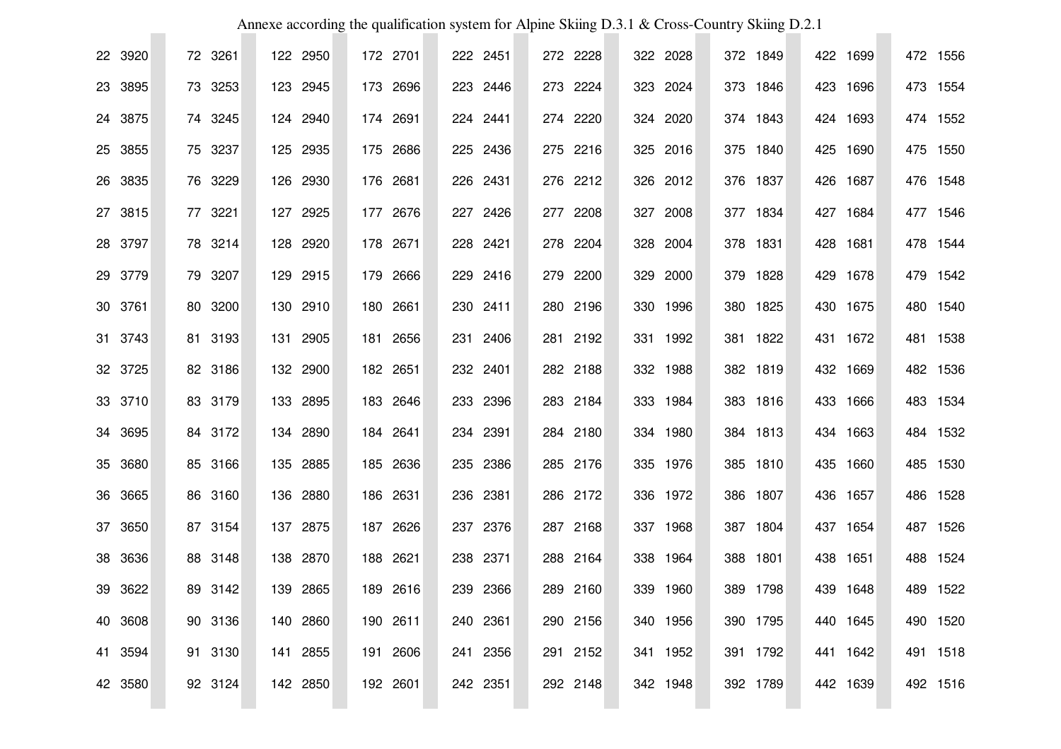Annexe according the qualification system for Alpine Skiing D.3.1 & Cross-Country Skiing D.2.1

| | | | | | | | | | | | | | | | | | | | |
|---|---|---|---|---|---|---|---|---|---|---|---|---|---|---|---|---|---|---|---|
| 22 | 3920 | 72 | 3261 | 122 | 2950 | 172 | 2701 | 222 | 2451 | 272 | 2228 | 322 | 2028 | 372 | 1849 | 422 | 1699 | 472 | 1556 |
| 23 | 3895 | 73 | 3253 | 123 | 2945 | 173 | 2696 | 223 | 2446 | 273 | 2224 | 323 | 2024 | 373 | 1846 | 423 | 1696 | 473 | 1554 |
| 24 | 3875 | 74 | 3245 | 124 | 2940 | 174 | 2691 | 224 | 2441 | 274 | 2220 | 324 | 2020 | 374 | 1843 | 424 | 1693 | 474 | 1552 |
| 25 | 3855 | 75 | 3237 | 125 | 2935 | 175 | 2686 | 225 | 2436 | 275 | 2216 | 325 | 2016 | 375 | 1840 | 425 | 1690 | 475 | 1550 |
| 26 | 3835 | 76 | 3229 | 126 | 2930 | 176 | 2681 | 226 | 2431 | 276 | 2212 | 326 | 2012 | 376 | 1837 | 426 | 1687 | 476 | 1548 |
| 27 | 3815 | 77 | 3221 | 127 | 2925 | 177 | 2676 | 227 | 2426 | 277 | 2208 | 327 | 2008 | 377 | 1834 | 427 | 1684 | 477 | 1546 |
| 28 | 3797 | 78 | 3214 | 128 | 2920 | 178 | 2671 | 228 | 2421 | 278 | 2204 | 328 | 2004 | 378 | 1831 | 428 | 1681 | 478 | 1544 |
| 29 | 3779 | 79 | 3207 | 129 | 2915 | 179 | 2666 | 229 | 2416 | 279 | 2200 | 329 | 2000 | 379 | 1828 | 429 | 1678 | 479 | 1542 |
| 30 | 3761 | 80 | 3200 | 130 | 2910 | 180 | 2661 | 230 | 2411 | 280 | 2196 | 330 | 1996 | 380 | 1825 | 430 | 1675 | 480 | 1540 |
| 31 | 3743 | 81 | 3193 | 131 | 2905 | 181 | 2656 | 231 | 2406 | 281 | 2192 | 331 | 1992 | 381 | 1822 | 431 | 1672 | 481 | 1538 |
| 32 | 3725 | 82 | 3186 | 132 | 2900 | 182 | 2651 | 232 | 2401 | 282 | 2188 | 332 | 1988 | 382 | 1819 | 432 | 1669 | 482 | 1536 |
| 33 | 3710 | 83 | 3179 | 133 | 2895 | 183 | 2646 | 233 | 2396 | 283 | 2184 | 333 | 1984 | 383 | 1816 | 433 | 1666 | 483 | 1534 |
| 34 | 3695 | 84 | 3172 | 134 | 2890 | 184 | 2641 | 234 | 2391 | 284 | 2180 | 334 | 1980 | 384 | 1813 | 434 | 1663 | 484 | 1532 |
| 35 | 3680 | 85 | 3166 | 135 | 2885 | 185 | 2636 | 235 | 2386 | 285 | 2176 | 335 | 1976 | 385 | 1810 | 435 | 1660 | 485 | 1530 |
| 36 | 3665 | 86 | 3160 | 136 | 2880 | 186 | 2631 | 236 | 2381 | 286 | 2172 | 336 | 1972 | 386 | 1807 | 436 | 1657 | 486 | 1528 |
| 37 | 3650 | 87 | 3154 | 137 | 2875 | 187 | 2626 | 237 | 2376 | 287 | 2168 | 337 | 1968 | 387 | 1804 | 437 | 1654 | 487 | 1526 |
| 38 | 3636 | 88 | 3148 | 138 | 2870 | 188 | 2621 | 238 | 2371 | 288 | 2164 | 338 | 1964 | 388 | 1801 | 438 | 1651 | 488 | 1524 |
| 39 | 3622 | 89 | 3142 | 139 | 2865 | 189 | 2616 | 239 | 2366 | 289 | 2160 | 339 | 1960 | 389 | 1798 | 439 | 1648 | 489 | 1522 |
| 40 | 3608 | 90 | 3136 | 140 | 2860 | 190 | 2611 | 240 | 2361 | 290 | 2156 | 340 | 1956 | 390 | 1795 | 440 | 1645 | 490 | 1520 |
| 41 | 3594 | 91 | 3130 | 141 | 2855 | 191 | 2606 | 241 | 2356 | 291 | 2152 | 341 | 1952 | 391 | 1792 | 441 | 1642 | 491 | 1518 |
| 42 | 3580 | 92 | 3124 | 142 | 2850 | 192 | 2601 | 242 | 2351 | 292 | 2148 | 342 | 1948 | 392 | 1789 | 442 | 1639 | 492 | 1516 |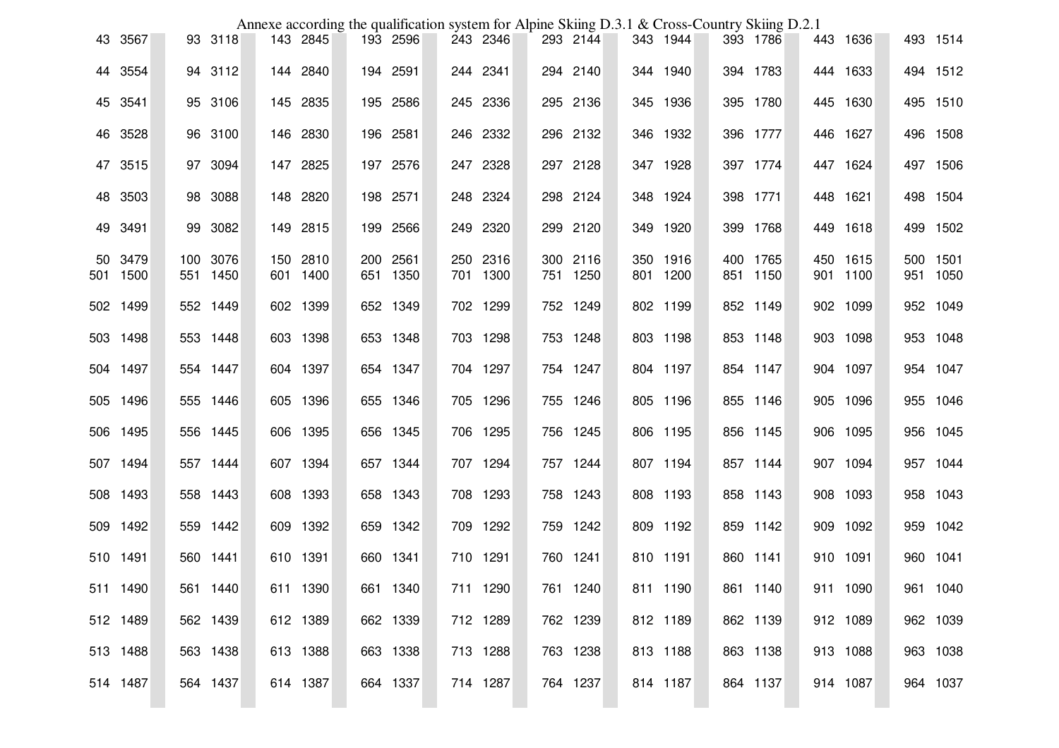| | | | | | | | | | | | | | | | | | | | |
|---|---|---|---|---|---|---|---|---|---|---|---|---|---|---|---|---|---|---|---|
| 43 | 3567 | 93 | 3118 | 143 | 2845 | 193 | 2596 | 243 | 2346 | 293 | 2144 | 343 | 1944 | 393 | 1786 | 443 | 1636 | 493 | 1514 |
| 44 | 3554 | 94 | 3112 | 144 | 2840 | 194 | 2591 | 244 | 2341 | 294 | 2140 | 344 | 1940 | 394 | 1783 | 444 | 1633 | 494 | 1512 |
| 45 | 3541 | 95 | 3106 | 145 | 2835 | 195 | 2586 | 245 | 2336 | 295 | 2136 | 345 | 1936 | 395 | 1780 | 445 | 1630 | 495 | 1510 |
| 46 | 3528 | 96 | 3100 | 146 | 2830 | 196 | 2581 | 246 | 2332 | 296 | 2132 | 346 | 1932 | 396 | 1777 | 446 | 1627 | 496 | 1508 |
| 47 | 3515 | 97 | 3094 | 147 | 2825 | 197 | 2576 | 247 | 2328 | 297 | 2128 | 347 | 1928 | 397 | 1774 | 447 | 1624 | 497 | 1506 |
| 48 | 3503 | 98 | 3088 | 148 | 2820 | 198 | 2571 | 248 | 2324 | 298 | 2124 | 348 | 1924 | 398 | 1771 | 448 | 1621 | 498 | 1504 |
| 49 | 3491 | 99 | 3082 | 149 | 2815 | 199 | 2566 | 249 | 2320 | 299 | 2120 | 349 | 1920 | 399 | 1768 | 449 | 1618 | 499 | 1502 |
| 50 | 3479 | 100 | 3076 | 150 | 2810 | 200 | 2561 | 250 | 2316 | 300 | 2116 | 350 | 1916 | 400 | 1765 | 450 | 1615 | 500 | 1501 |
| 501 | 1500 | 551 | 1450 | 601 | 1400 | 651 | 1350 | 701 | 1300 | 751 | 1250 | 801 | 1200 | 851 | 1150 | 901 | 1100 | 951 | 1050 |
| 502 | 1499 | 552 | 1449 | 602 | 1399 | 652 | 1349 | 702 | 1299 | 752 | 1249 | 802 | 1199 | 852 | 1149 | 902 | 1099 | 952 | 1049 |
| 503 | 1498 | 553 | 1448 | 603 | 1398 | 653 | 1348 | 703 | 1298 | 753 | 1248 | 803 | 1198 | 853 | 1148 | 903 | 1098 | 953 | 1048 |
| 504 | 1497 | 554 | 1447 | 604 | 1397 | 654 | 1347 | 704 | 1297 | 754 | 1247 | 804 | 1197 | 854 | 1147 | 904 | 1097 | 954 | 1047 |
| 505 | 1496 | 555 | 1446 | 605 | 1396 | 655 | 1346 | 705 | 1296 | 755 | 1246 | 805 | 1196 | 855 | 1146 | 905 | 1096 | 955 | 1046 |
| 506 | 1495 | 556 | 1445 | 606 | 1395 | 656 | 1345 | 706 | 1295 | 756 | 1245 | 806 | 1195 | 856 | 1145 | 906 | 1095 | 956 | 1045 |
| 507 | 1494 | 557 | 1444 | 607 | 1394 | 657 | 1344 | 707 | 1294 | 757 | 1244 | 807 | 1194 | 857 | 1144 | 907 | 1094 | 957 | 1044 |
| 508 | 1493 | 558 | 1443 | 608 | 1393 | 658 | 1343 | 708 | 1293 | 758 | 1243 | 808 | 1193 | 858 | 1143 | 908 | 1093 | 958 | 1043 |
| 509 | 1492 | 559 | 1442 | 609 | 1392 | 659 | 1342 | 709 | 1292 | 759 | 1242 | 809 | 1192 | 859 | 1142 | 909 | 1092 | 959 | 1042 |
| 510 | 1491 | 560 | 1441 | 610 | 1391 | 660 | 1341 | 710 | 1291 | 760 | 1241 | 810 | 1191 | 860 | 1141 | 910 | 1091 | 960 | 1041 |
| 511 | 1490 | 561 | 1440 | 611 | 1390 | 661 | 1340 | 711 | 1290 | 761 | 1240 | 811 | 1190 | 861 | 1140 | 911 | 1090 | 961 | 1040 |
| 512 | 1489 | 562 | 1439 | 612 | 1389 | 662 | 1339 | 712 | 1289 | 762 | 1239 | 812 | 1189 | 862 | 1139 | 912 | 1089 | 962 | 1039 |
| 513 | 1488 | 563 | 1438 | 613 | 1388 | 663 | 1338 | 713 | 1288 | 763 | 1238 | 813 | 1188 | 863 | 1138 | 913 | 1088 | 963 | 1038 |
| 514 | 1487 | 564 | 1437 | 614 | 1387 | 664 | 1337 | 714 | 1287 | 764 | 1237 | 814 | 1187 | 864 | 1137 | 914 | 1087 | 964 | 1037 |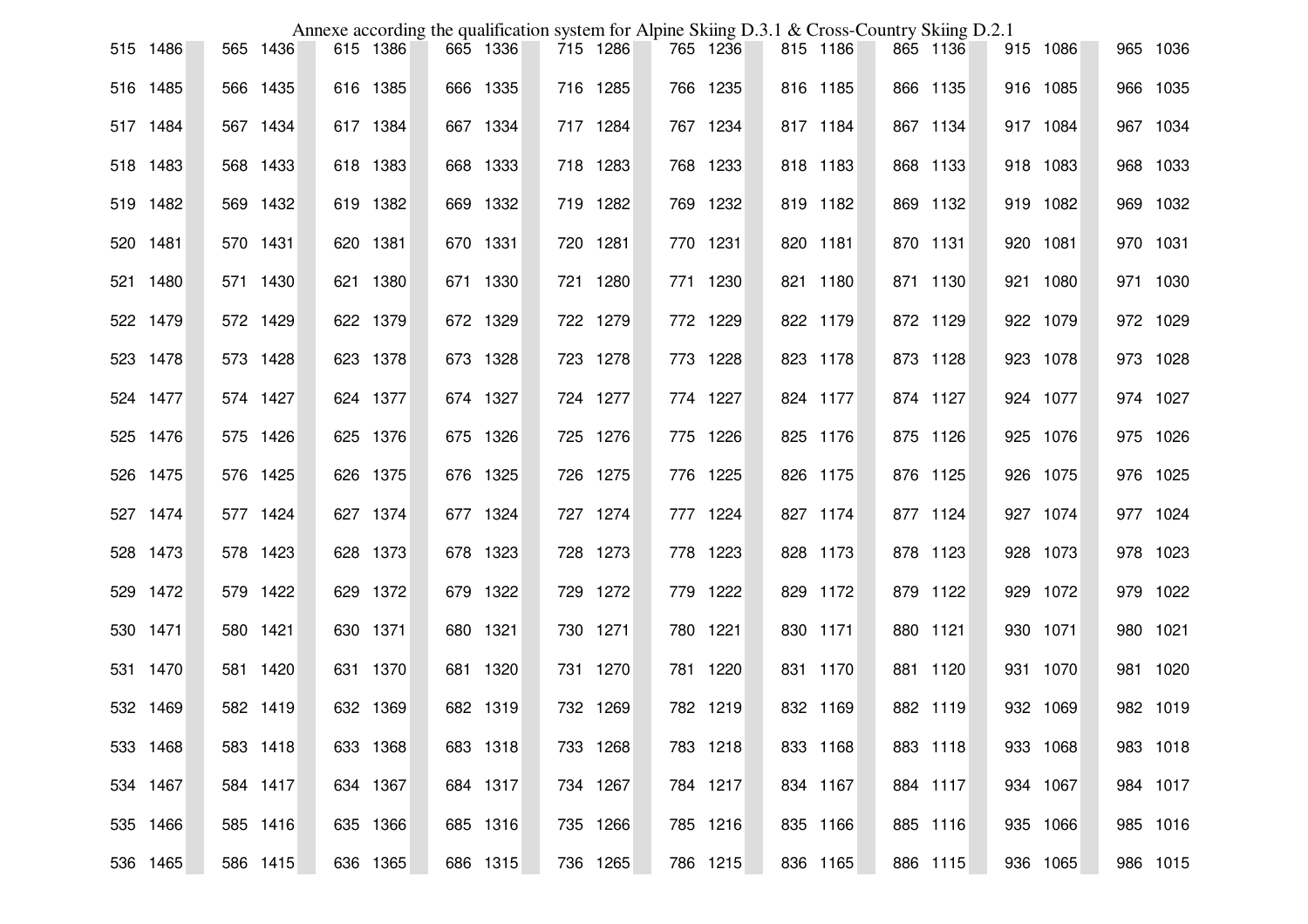Annexe according the qualification system for Alpine Skiing D.3.1 & Cross-Country Skiing D.2.1

| | | | | | | | | | | | | | | | | | | | |
|---|---|---|---|---|---|---|---|---|---|---|---|---|---|---|---|---|---|---|---|
| 515 | 1486 | 565 | 1436 | 615 | 1386 | 665 | 1336 | 715 | 1286 | 765 | 1236 | 815 | 1186 | 865 | 1136 | 915 | 1086 | 965 | 1036 |
| 516 | 1485 | 566 | 1435 | 616 | 1385 | 666 | 1335 | 716 | 1285 | 766 | 1235 | 816 | 1185 | 866 | 1135 | 916 | 1085 | 966 | 1035 |
| 517 | 1484 | 567 | 1434 | 617 | 1384 | 667 | 1334 | 717 | 1284 | 767 | 1234 | 817 | 1184 | 867 | 1134 | 917 | 1084 | 967 | 1034 |
| 518 | 1483 | 568 | 1433 | 618 | 1383 | 668 | 1333 | 718 | 1283 | 768 | 1233 | 818 | 1183 | 868 | 1133 | 918 | 1083 | 968 | 1033 |
| 519 | 1482 | 569 | 1432 | 619 | 1382 | 669 | 1332 | 719 | 1282 | 769 | 1232 | 819 | 1182 | 869 | 1132 | 919 | 1082 | 969 | 1032 |
| 520 | 1481 | 570 | 1431 | 620 | 1381 | 670 | 1331 | 720 | 1281 | 770 | 1231 | 820 | 1181 | 870 | 1131 | 920 | 1081 | 970 | 1031 |
| 521 | 1480 | 571 | 1430 | 621 | 1380 | 671 | 1330 | 721 | 1280 | 771 | 1230 | 821 | 1180 | 871 | 1130 | 921 | 1080 | 971 | 1030 |
| 522 | 1479 | 572 | 1429 | 622 | 1379 | 672 | 1329 | 722 | 1279 | 772 | 1229 | 822 | 1179 | 872 | 1129 | 922 | 1079 | 972 | 1029 |
| 523 | 1478 | 573 | 1428 | 623 | 1378 | 673 | 1328 | 723 | 1278 | 773 | 1228 | 823 | 1178 | 873 | 1128 | 923 | 1078 | 973 | 1028 |
| 524 | 1477 | 574 | 1427 | 624 | 1377 | 674 | 1327 | 724 | 1277 | 774 | 1227 | 824 | 1177 | 874 | 1127 | 924 | 1077 | 974 | 1027 |
| 525 | 1476 | 575 | 1426 | 625 | 1376 | 675 | 1326 | 725 | 1276 | 775 | 1226 | 825 | 1176 | 875 | 1126 | 925 | 1076 | 975 | 1026 |
| 526 | 1475 | 576 | 1425 | 626 | 1375 | 676 | 1325 | 726 | 1275 | 776 | 1225 | 826 | 1175 | 876 | 1125 | 926 | 1075 | 976 | 1025 |
| 527 | 1474 | 577 | 1424 | 627 | 1374 | 677 | 1324 | 727 | 1274 | 777 | 1224 | 827 | 1174 | 877 | 1124 | 927 | 1074 | 977 | 1024 |
| 528 | 1473 | 578 | 1423 | 628 | 1373 | 678 | 1323 | 728 | 1273 | 778 | 1223 | 828 | 1173 | 878 | 1123 | 928 | 1073 | 978 | 1023 |
| 529 | 1472 | 579 | 1422 | 629 | 1372 | 679 | 1322 | 729 | 1272 | 779 | 1222 | 829 | 1172 | 879 | 1122 | 929 | 1072 | 979 | 1022 |
| 530 | 1471 | 580 | 1421 | 630 | 1371 | 680 | 1321 | 730 | 1271 | 780 | 1221 | 830 | 1171 | 880 | 1121 | 930 | 1071 | 980 | 1021 |
| 531 | 1470 | 581 | 1420 | 631 | 1370 | 681 | 1320 | 731 | 1270 | 781 | 1220 | 831 | 1170 | 881 | 1120 | 931 | 1070 | 981 | 1020 |
| 532 | 1469 | 582 | 1419 | 632 | 1369 | 682 | 1319 | 732 | 1269 | 782 | 1219 | 832 | 1169 | 882 | 1119 | 932 | 1069 | 982 | 1019 |
| 533 | 1468 | 583 | 1418 | 633 | 1368 | 683 | 1318 | 733 | 1268 | 783 | 1218 | 833 | 1168 | 883 | 1118 | 933 | 1068 | 983 | 1018 |
| 534 | 1467 | 584 | 1417 | 634 | 1367 | 684 | 1317 | 734 | 1267 | 784 | 1217 | 834 | 1167 | 884 | 1117 | 934 | 1067 | 984 | 1017 |
| 535 | 1466 | 585 | 1416 | 635 | 1366 | 685 | 1316 | 735 | 1266 | 785 | 1216 | 835 | 1166 | 885 | 1116 | 935 | 1066 | 985 | 1016 |
| 536 | 1465 | 586 | 1415 | 636 | 1365 | 686 | 1315 | 736 | 1265 | 786 | 1215 | 836 | 1165 | 886 | 1115 | 936 | 1065 | 986 | 1015 |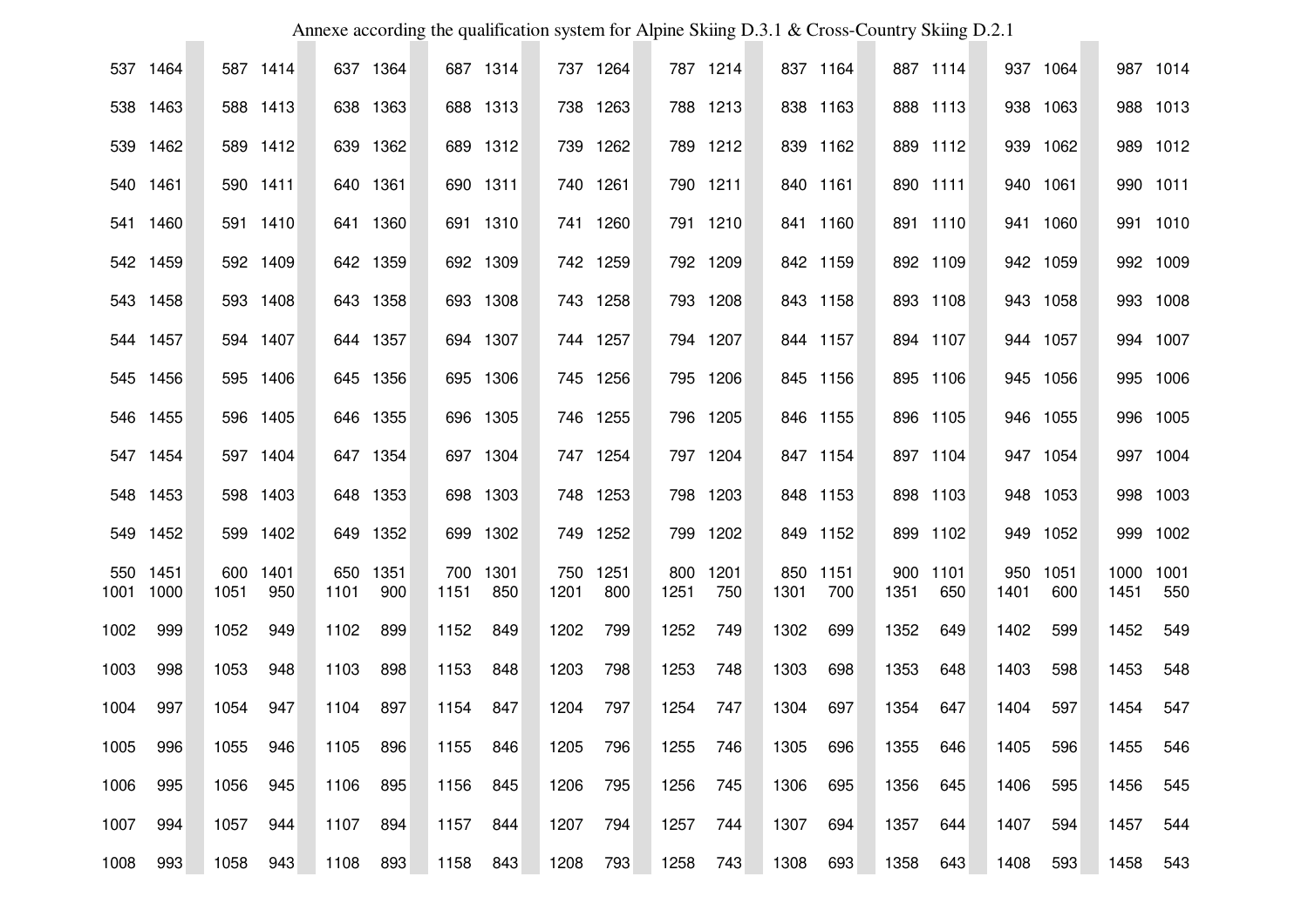| | | | | | | | | | | | | | | | | | | | |
|---|---|---|---|---|---|---|---|---|---|---|---|---|---|---|---|---|---|---|---|
| 537 | 1464 | 587 | 1414 | 637 | 1364 | 687 | 1314 | 737 | 1264 | 787 | 1214 | 837 | 1164 | 887 | 1114 | 937 | 1064 | 987 | 1014 |
| 538 | 1463 | 588 | 1413 | 638 | 1363 | 688 | 1313 | 738 | 1263 | 788 | 1213 | 838 | 1163 | 888 | 1113 | 938 | 1063 | 988 | 1013 |
| 539 | 1462 | 589 | 1412 | 639 | 1362 | 689 | 1312 | 739 | 1262 | 789 | 1212 | 839 | 1162 | 889 | 1112 | 939 | 1062 | 989 | 1012 |
| 540 | 1461 | 590 | 1411 | 640 | 1361 | 690 | 1311 | 740 | 1261 | 790 | 1211 | 840 | 1161 | 890 | 1111 | 940 | 1061 | 990 | 1011 |
| 541 | 1460 | 591 | 1410 | 641 | 1360 | 691 | 1310 | 741 | 1260 | 791 | 1210 | 841 | 1160 | 891 | 1110 | 941 | 1060 | 991 | 1010 |
| 542 | 1459 | 592 | 1409 | 642 | 1359 | 692 | 1309 | 742 | 1259 | 792 | 1209 | 842 | 1159 | 892 | 1109 | 942 | 1059 | 992 | 1009 |
| 543 | 1458 | 593 | 1408 | 643 | 1358 | 693 | 1308 | 743 | 1258 | 793 | 1208 | 843 | 1158 | 893 | 1108 | 943 | 1058 | 993 | 1008 |
| 544 | 1457 | 594 | 1407 | 644 | 1357 | 694 | 1307 | 744 | 1257 | 794 | 1207 | 844 | 1157 | 894 | 1107 | 944 | 1057 | 994 | 1007 |
| 545 | 1456 | 595 | 1406 | 645 | 1356 | 695 | 1306 | 745 | 1256 | 795 | 1206 | 845 | 1156 | 895 | 1106 | 945 | 1056 | 995 | 1006 |
| 546 | 1455 | 596 | 1405 | 646 | 1355 | 696 | 1305 | 746 | 1255 | 796 | 1205 | 846 | 1155 | 896 | 1105 | 946 | 1055 | 996 | 1005 |
| 547 | 1454 | 597 | 1404 | 647 | 1354 | 697 | 1304 | 747 | 1254 | 797 | 1204 | 847 | 1154 | 897 | 1104 | 947 | 1054 | 997 | 1004 |
| 548 | 1453 | 598 | 1403 | 648 | 1353 | 698 | 1303 | 748 | 1253 | 798 | 1203 | 848 | 1153 | 898 | 1103 | 948 | 1053 | 998 | 1003 |
| 549 | 1452 | 599 | 1402 | 649 | 1352 | 699 | 1302 | 749 | 1252 | 799 | 1202 | 849 | 1152 | 899 | 1102 | 949 | 1052 | 999 | 1002 |
| 550 | 1451 | 600 | 1401 | 650 | 1351 | 700 | 1301 | 750 | 1251 | 800 | 1201 | 850 | 1151 | 900 | 1101 | 950 | 1051 | 1000 | 1001 |
| 1001 | 1000 | 1051 | 950 | 1101 | 900 | 1151 | 850 | 1201 | 800 | 1251 | 750 | 1301 | 700 | 1351 | 650 | 1401 | 600 | 1451 | 550 |
| 1002 | 999 | 1052 | 949 | 1102 | 899 | 1152 | 849 | 1202 | 799 | 1252 | 749 | 1302 | 699 | 1352 | 649 | 1402 | 599 | 1452 | 549 |
| 1003 | 998 | 1053 | 948 | 1103 | 898 | 1153 | 848 | 1203 | 798 | 1253 | 748 | 1303 | 698 | 1353 | 648 | 1403 | 598 | 1453 | 548 |
| 1004 | 997 | 1054 | 947 | 1104 | 897 | 1154 | 847 | 1204 | 797 | 1254 | 747 | 1304 | 697 | 1354 | 647 | 1404 | 597 | 1454 | 547 |
| 1005 | 996 | 1055 | 946 | 1105 | 896 | 1155 | 846 | 1205 | 796 | 1255 | 746 | 1305 | 696 | 1355 | 646 | 1405 | 596 | 1455 | 546 |
| 1006 | 995 | 1056 | 945 | 1106 | 895 | 1156 | 845 | 1206 | 795 | 1256 | 745 | 1306 | 695 | 1356 | 645 | 1406 | 595 | 1456 | 545 |
| 1007 | 994 | 1057 | 944 | 1107 | 894 | 1157 | 844 | 1207 | 794 | 1257 | 744 | 1307 | 694 | 1357 | 644 | 1407 | 594 | 1457 | 544 |
| 1008 | 993 | 1058 | 943 | 1108 | 893 | 1158 | 843 | 1208 | 793 | 1258 | 743 | 1308 | 693 | 1358 | 643 | 1408 | 593 | 1458 | 543 |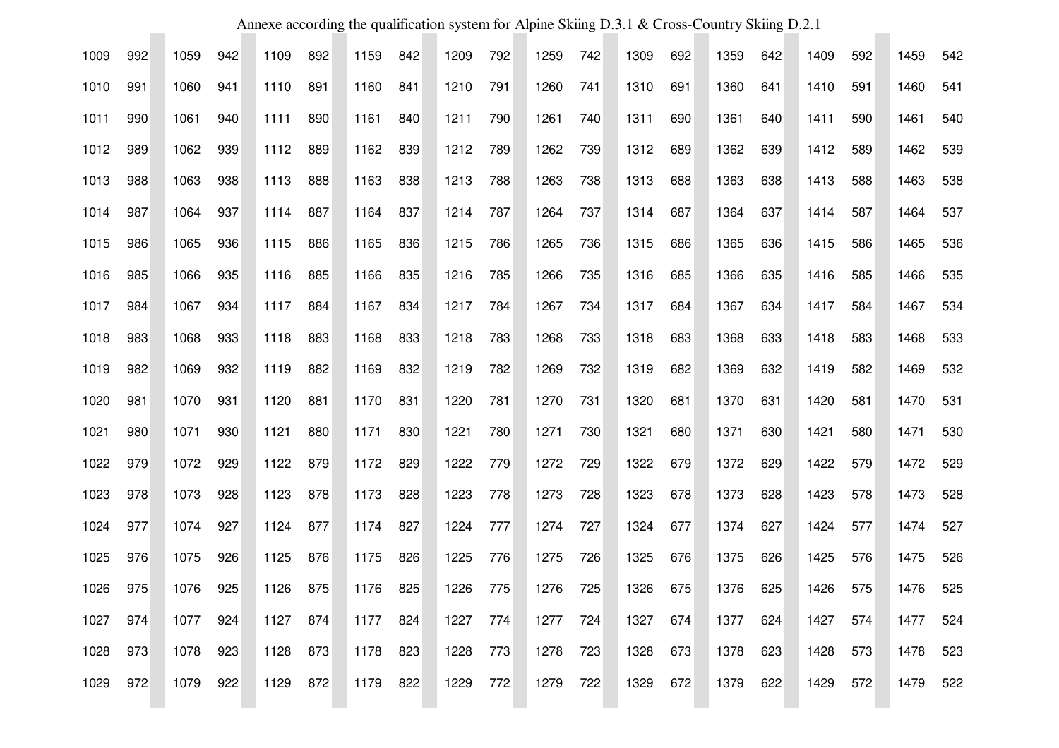Annexe according the qualification system for Alpine Skiing D.3.1 & Cross-Country Skiing D.2.1

| | | | | | | | | | | | | | | | | | | | |
|---|---|---|---|---|---|---|---|---|---|---|---|---|---|---|---|---|---|---|---|
| 1009 | 992 | 1059 | 942 | 1109 | 892 | 1159 | 842 | 1209 | 792 | 1259 | 742 | 1309 | 692 | 1359 | 642 | 1409 | 592 | 1459 | 542 |
| 1010 | 991 | 1060 | 941 | 1110 | 891 | 1160 | 841 | 1210 | 791 | 1260 | 741 | 1310 | 691 | 1360 | 641 | 1410 | 591 | 1460 | 541 |
| 1011 | 990 | 1061 | 940 | 1111 | 890 | 1161 | 840 | 1211 | 790 | 1261 | 740 | 1311 | 690 | 1361 | 640 | 1411 | 590 | 1461 | 540 |
| 1012 | 989 | 1062 | 939 | 1112 | 889 | 1162 | 839 | 1212 | 789 | 1262 | 739 | 1312 | 689 | 1362 | 639 | 1412 | 589 | 1462 | 539 |
| 1013 | 988 | 1063 | 938 | 1113 | 888 | 1163 | 838 | 1213 | 788 | 1263 | 738 | 1313 | 688 | 1363 | 638 | 1413 | 588 | 1463 | 538 |
| 1014 | 987 | 1064 | 937 | 1114 | 887 | 1164 | 837 | 1214 | 787 | 1264 | 737 | 1314 | 687 | 1364 | 637 | 1414 | 587 | 1464 | 537 |
| 1015 | 986 | 1065 | 936 | 1115 | 886 | 1165 | 836 | 1215 | 786 | 1265 | 736 | 1315 | 686 | 1365 | 636 | 1415 | 586 | 1465 | 536 |
| 1016 | 985 | 1066 | 935 | 1116 | 885 | 1166 | 835 | 1216 | 785 | 1266 | 735 | 1316 | 685 | 1366 | 635 | 1416 | 585 | 1466 | 535 |
| 1017 | 984 | 1067 | 934 | 1117 | 884 | 1167 | 834 | 1217 | 784 | 1267 | 734 | 1317 | 684 | 1367 | 634 | 1417 | 584 | 1467 | 534 |
| 1018 | 983 | 1068 | 933 | 1118 | 883 | 1168 | 833 | 1218 | 783 | 1268 | 733 | 1318 | 683 | 1368 | 633 | 1418 | 583 | 1468 | 533 |
| 1019 | 982 | 1069 | 932 | 1119 | 882 | 1169 | 832 | 1219 | 782 | 1269 | 732 | 1319 | 682 | 1369 | 632 | 1419 | 582 | 1469 | 532 |
| 1020 | 981 | 1070 | 931 | 1120 | 881 | 1170 | 831 | 1220 | 781 | 1270 | 731 | 1320 | 681 | 1370 | 631 | 1420 | 581 | 1470 | 531 |
| 1021 | 980 | 1071 | 930 | 1121 | 880 | 1171 | 830 | 1221 | 780 | 1271 | 730 | 1321 | 680 | 1371 | 630 | 1421 | 580 | 1471 | 530 |
| 1022 | 979 | 1072 | 929 | 1122 | 879 | 1172 | 829 | 1222 | 779 | 1272 | 729 | 1322 | 679 | 1372 | 629 | 1422 | 579 | 1472 | 529 |
| 1023 | 978 | 1073 | 928 | 1123 | 878 | 1173 | 828 | 1223 | 778 | 1273 | 728 | 1323 | 678 | 1373 | 628 | 1423 | 578 | 1473 | 528 |
| 1024 | 977 | 1074 | 927 | 1124 | 877 | 1174 | 827 | 1224 | 777 | 1274 | 727 | 1324 | 677 | 1374 | 627 | 1424 | 577 | 1474 | 527 |
| 1025 | 976 | 1075 | 926 | 1125 | 876 | 1175 | 826 | 1225 | 776 | 1275 | 726 | 1325 | 676 | 1375 | 626 | 1425 | 576 | 1475 | 526 |
| 1026 | 975 | 1076 | 925 | 1126 | 875 | 1176 | 825 | 1226 | 775 | 1276 | 725 | 1326 | 675 | 1376 | 625 | 1426 | 575 | 1476 | 525 |
| 1027 | 974 | 1077 | 924 | 1127 | 874 | 1177 | 824 | 1227 | 774 | 1277 | 724 | 1327 | 674 | 1377 | 624 | 1427 | 574 | 1477 | 524 |
| 1028 | 973 | 1078 | 923 | 1128 | 873 | 1178 | 823 | 1228 | 773 | 1278 | 723 | 1328 | 673 | 1378 | 623 | 1428 | 573 | 1478 | 523 |
| 1029 | 972 | 1079 | 922 | 1129 | 872 | 1179 | 822 | 1229 | 772 | 1279 | 722 | 1329 | 672 | 1379 | 622 | 1429 | 572 | 1479 | 522 |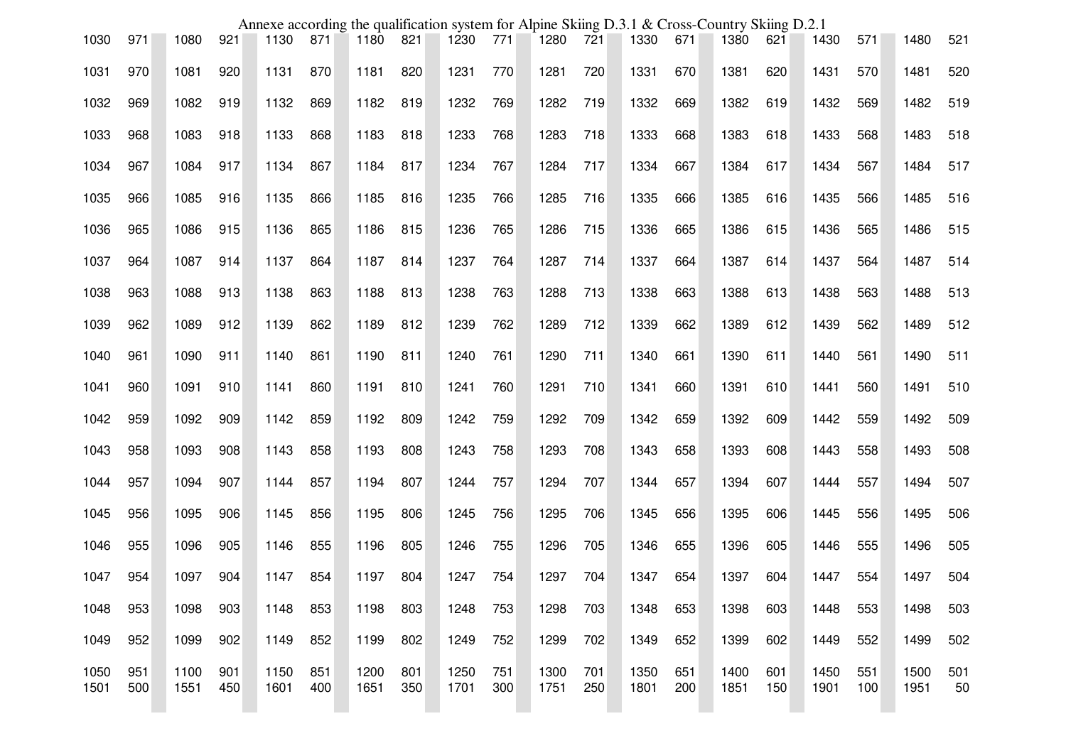Annexe according the qualification system for Alpine Skiing D.3.1 & Cross-Country Skiing D.2.1

| | | | | | | | | | | | | | | | | | | | |
|---|---|---|---|---|---|---|---|---|---|---|---|---|---|---|---|---|---|---|---|
| 1030 | 971 | 1080 | 921 | 1130 | 871 | 1180 | 821 | 1230 | 771 | 1280 | 721 | 1330 | 671 | 1380 | 621 | 1430 | 571 | 1480 | 521 |
| 1031 | 970 | 1081 | 920 | 1131 | 870 | 1181 | 820 | 1231 | 770 | 1281 | 720 | 1331 | 670 | 1381 | 620 | 1431 | 570 | 1481 | 520 |
| 1032 | 969 | 1082 | 919 | 1132 | 869 | 1182 | 819 | 1232 | 769 | 1282 | 719 | 1332 | 669 | 1382 | 619 | 1432 | 569 | 1482 | 519 |
| 1033 | 968 | 1083 | 918 | 1133 | 868 | 1183 | 818 | 1233 | 768 | 1283 | 718 | 1333 | 668 | 1383 | 618 | 1433 | 568 | 1483 | 518 |
| 1034 | 967 | 1084 | 917 | 1134 | 867 | 1184 | 817 | 1234 | 767 | 1284 | 717 | 1334 | 667 | 1384 | 617 | 1434 | 567 | 1484 | 517 |
| 1035 | 966 | 1085 | 916 | 1135 | 866 | 1185 | 816 | 1235 | 766 | 1285 | 716 | 1335 | 666 | 1385 | 616 | 1435 | 566 | 1485 | 516 |
| 1036 | 965 | 1086 | 915 | 1136 | 865 | 1186 | 815 | 1236 | 765 | 1286 | 715 | 1336 | 665 | 1386 | 615 | 1436 | 565 | 1486 | 515 |
| 1037 | 964 | 1087 | 914 | 1137 | 864 | 1187 | 814 | 1237 | 764 | 1287 | 714 | 1337 | 664 | 1387 | 614 | 1437 | 564 | 1487 | 514 |
| 1038 | 963 | 1088 | 913 | 1138 | 863 | 1188 | 813 | 1238 | 763 | 1288 | 713 | 1338 | 663 | 1388 | 613 | 1438 | 563 | 1488 | 513 |
| 1039 | 962 | 1089 | 912 | 1139 | 862 | 1189 | 812 | 1239 | 762 | 1289 | 712 | 1339 | 662 | 1389 | 612 | 1439 | 562 | 1489 | 512 |
| 1040 | 961 | 1090 | 911 | 1140 | 861 | 1190 | 811 | 1240 | 761 | 1290 | 711 | 1340 | 661 | 1390 | 611 | 1440 | 561 | 1490 | 511 |
| 1041 | 960 | 1091 | 910 | 1141 | 860 | 1191 | 810 | 1241 | 760 | 1291 | 710 | 1341 | 660 | 1391 | 610 | 1441 | 560 | 1491 | 510 |
| 1042 | 959 | 1092 | 909 | 1142 | 859 | 1192 | 809 | 1242 | 759 | 1292 | 709 | 1342 | 659 | 1392 | 609 | 1442 | 559 | 1492 | 509 |
| 1043 | 958 | 1093 | 908 | 1143 | 858 | 1193 | 808 | 1243 | 758 | 1293 | 708 | 1343 | 658 | 1393 | 608 | 1443 | 558 | 1493 | 508 |
| 1044 | 957 | 1094 | 907 | 1144 | 857 | 1194 | 807 | 1244 | 757 | 1294 | 707 | 1344 | 657 | 1394 | 607 | 1444 | 557 | 1494 | 507 |
| 1045 | 956 | 1095 | 906 | 1145 | 856 | 1195 | 806 | 1245 | 756 | 1295 | 706 | 1345 | 656 | 1395 | 606 | 1445 | 556 | 1495 | 506 |
| 1046 | 955 | 1096 | 905 | 1146 | 855 | 1196 | 805 | 1246 | 755 | 1296 | 705 | 1346 | 655 | 1396 | 605 | 1446 | 555 | 1496 | 505 |
| 1047 | 954 | 1097 | 904 | 1147 | 854 | 1197 | 804 | 1247 | 754 | 1297 | 704 | 1347 | 654 | 1397 | 604 | 1447 | 554 | 1497 | 504 |
| 1048 | 953 | 1098 | 903 | 1148 | 853 | 1198 | 803 | 1248 | 753 | 1298 | 703 | 1348 | 653 | 1398 | 603 | 1448 | 553 | 1498 | 503 |
| 1049 | 952 | 1099 | 902 | 1149 | 852 | 1199 | 802 | 1249 | 752 | 1299 | 702 | 1349 | 652 | 1399 | 602 | 1449 | 552 | 1499 | 502 |
| 1050 | 951 | 1100 | 901 | 1150 | 851 | 1200 | 801 | 1250 | 751 | 1300 | 701 | 1350 | 651 | 1400 | 601 | 1450 | 551 | 1500 | 501 |
| 1501 | 500 | 1551 | 450 | 1601 | 400 | 1651 | 350 | 1701 | 300 | 1751 | 250 | 1801 | 200 | 1851 | 150 | 1901 | 100 | 1951 | 50 |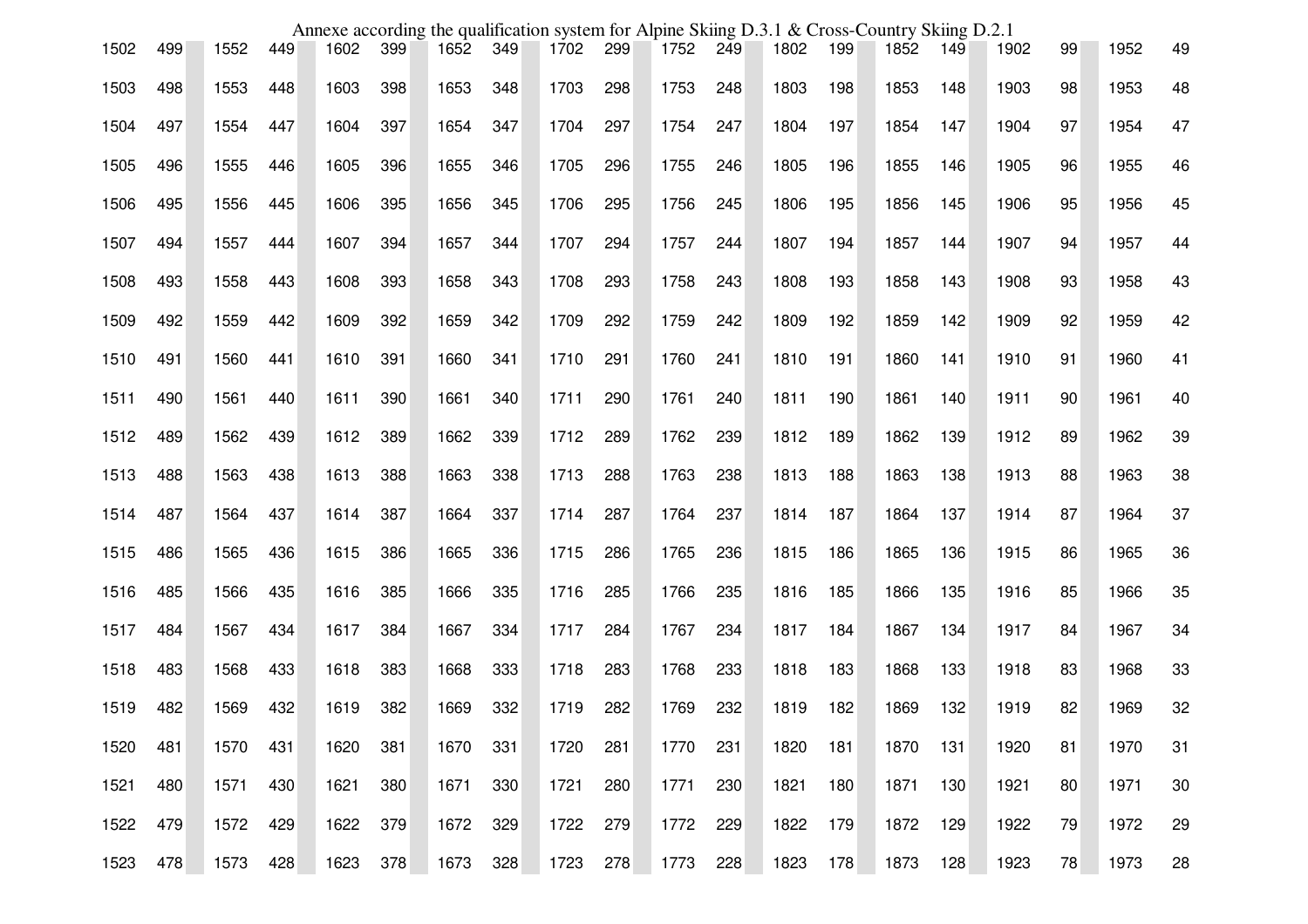Annexe according the qualification system for Alpine Skiing D.3.1 & Cross-Country Skiing D.2.1

| | | | | | | | | | | | | | | | | | | | |
|---|---|---|---|---|---|---|---|---|---|---|---|---|---|---|---|---|---|---|---|
| 1502 | 499 | 1552 | 449 | 1602 | 399 | 1652 | 349 | 1702 | 299 | 1752 | 249 | 1802 | 199 | 1852 | 149 | 1902 | 99 | 1952 | 49 |
| 1503 | 498 | 1553 | 448 | 1603 | 398 | 1653 | 348 | 1703 | 298 | 1753 | 248 | 1803 | 198 | 1853 | 148 | 1903 | 98 | 1953 | 48 |
| 1504 | 497 | 1554 | 447 | 1604 | 397 | 1654 | 347 | 1704 | 297 | 1754 | 247 | 1804 | 197 | 1854 | 147 | 1904 | 97 | 1954 | 47 |
| 1505 | 496 | 1555 | 446 | 1605 | 396 | 1655 | 346 | 1705 | 296 | 1755 | 246 | 1805 | 196 | 1855 | 146 | 1905 | 96 | 1955 | 46 |
| 1506 | 495 | 1556 | 445 | 1606 | 395 | 1656 | 345 | 1706 | 295 | 1756 | 245 | 1806 | 195 | 1856 | 145 | 1906 | 95 | 1956 | 45 |
| 1507 | 494 | 1557 | 444 | 1607 | 394 | 1657 | 344 | 1707 | 294 | 1757 | 244 | 1807 | 194 | 1857 | 144 | 1907 | 94 | 1957 | 44 |
| 1508 | 493 | 1558 | 443 | 1608 | 393 | 1658 | 343 | 1708 | 293 | 1758 | 243 | 1808 | 193 | 1858 | 143 | 1908 | 93 | 1958 | 43 |
| 1509 | 492 | 1559 | 442 | 1609 | 392 | 1659 | 342 | 1709 | 292 | 1759 | 242 | 1809 | 192 | 1859 | 142 | 1909 | 92 | 1959 | 42 |
| 1510 | 491 | 1560 | 441 | 1610 | 391 | 1660 | 341 | 1710 | 291 | 1760 | 241 | 1810 | 191 | 1860 | 141 | 1910 | 91 | 1960 | 41 |
| 1511 | 490 | 1561 | 440 | 1611 | 390 | 1661 | 340 | 1711 | 290 | 1761 | 240 | 1811 | 190 | 1861 | 140 | 1911 | 90 | 1961 | 40 |
| 1512 | 489 | 1562 | 439 | 1612 | 389 | 1662 | 339 | 1712 | 289 | 1762 | 239 | 1812 | 189 | 1862 | 139 | 1912 | 89 | 1962 | 39 |
| 1513 | 488 | 1563 | 438 | 1613 | 388 | 1663 | 338 | 1713 | 288 | 1763 | 238 | 1813 | 188 | 1863 | 138 | 1913 | 88 | 1963 | 38 |
| 1514 | 487 | 1564 | 437 | 1614 | 387 | 1664 | 337 | 1714 | 287 | 1764 | 237 | 1814 | 187 | 1864 | 137 | 1914 | 87 | 1964 | 37 |
| 1515 | 486 | 1565 | 436 | 1615 | 386 | 1665 | 336 | 1715 | 286 | 1765 | 236 | 1815 | 186 | 1865 | 136 | 1915 | 86 | 1965 | 36 |
| 1516 | 485 | 1566 | 435 | 1616 | 385 | 1666 | 335 | 1716 | 285 | 1766 | 235 | 1816 | 185 | 1866 | 135 | 1916 | 85 | 1966 | 35 |
| 1517 | 484 | 1567 | 434 | 1617 | 384 | 1667 | 334 | 1717 | 284 | 1767 | 234 | 1817 | 184 | 1867 | 134 | 1917 | 84 | 1967 | 34 |
| 1518 | 483 | 1568 | 433 | 1618 | 383 | 1668 | 333 | 1718 | 283 | 1768 | 233 | 1818 | 183 | 1868 | 133 | 1918 | 83 | 1968 | 33 |
| 1519 | 482 | 1569 | 432 | 1619 | 382 | 1669 | 332 | 1719 | 282 | 1769 | 232 | 1819 | 182 | 1869 | 132 | 1919 | 82 | 1969 | 32 |
| 1520 | 481 | 1570 | 431 | 1620 | 381 | 1670 | 331 | 1720 | 281 | 1770 | 231 | 1820 | 181 | 1870 | 131 | 1920 | 81 | 1970 | 31 |
| 1521 | 480 | 1571 | 430 | 1621 | 380 | 1671 | 330 | 1721 | 280 | 1771 | 230 | 1821 | 180 | 1871 | 130 | 1921 | 80 | 1971 | 30 |
| 1522 | 479 | 1572 | 429 | 1622 | 379 | 1672 | 329 | 1722 | 279 | 1772 | 229 | 1822 | 179 | 1872 | 129 | 1922 | 79 | 1972 | 29 |
| 1523 | 478 | 1573 | 428 | 1623 | 378 | 1673 | 328 | 1723 | 278 | 1773 | 228 | 1823 | 178 | 1873 | 128 | 1923 | 78 | 1973 | 28 |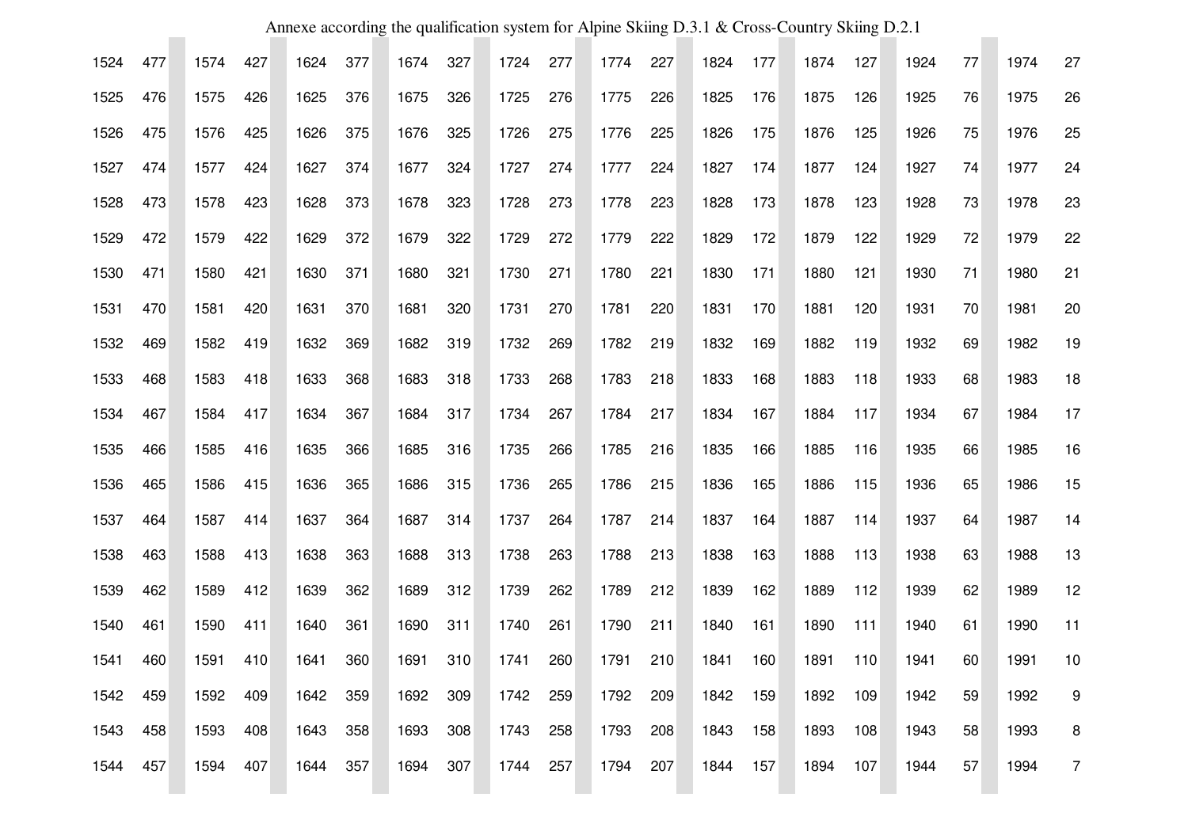Annexe according the qualification system for Alpine Skiing D.3.1 & Cross-Country Skiing D.2.1

| | | | | | | | | | | | | | | | | | | | |
|---|---|---|---|---|---|---|---|---|---|---|---|---|---|---|---|---|---|---|---|
| 1524 | 477 | 1574 | 427 | 1624 | 377 | 1674 | 327 | 1724 | 277 | 1774 | 227 | 1824 | 177 | 1874 | 127 | 1924 | 77 | 1974 | 27 |
| 1525 | 476 | 1575 | 426 | 1625 | 376 | 1675 | 326 | 1725 | 276 | 1775 | 226 | 1825 | 176 | 1875 | 126 | 1925 | 76 | 1975 | 26 |
| 1526 | 475 | 1576 | 425 | 1626 | 375 | 1676 | 325 | 1726 | 275 | 1776 | 225 | 1826 | 175 | 1876 | 125 | 1926 | 75 | 1976 | 25 |
| 1527 | 474 | 1577 | 424 | 1627 | 374 | 1677 | 324 | 1727 | 274 | 1777 | 224 | 1827 | 174 | 1877 | 124 | 1927 | 74 | 1977 | 24 |
| 1528 | 473 | 1578 | 423 | 1628 | 373 | 1678 | 323 | 1728 | 273 | 1778 | 223 | 1828 | 173 | 1878 | 123 | 1928 | 73 | 1978 | 23 |
| 1529 | 472 | 1579 | 422 | 1629 | 372 | 1679 | 322 | 1729 | 272 | 1779 | 222 | 1829 | 172 | 1879 | 122 | 1929 | 72 | 1979 | 22 |
| 1530 | 471 | 1580 | 421 | 1630 | 371 | 1680 | 321 | 1730 | 271 | 1780 | 221 | 1830 | 171 | 1880 | 121 | 1930 | 71 | 1980 | 21 |
| 1531 | 470 | 1581 | 420 | 1631 | 370 | 1681 | 320 | 1731 | 270 | 1781 | 220 | 1831 | 170 | 1881 | 120 | 1931 | 70 | 1981 | 20 |
| 1532 | 469 | 1582 | 419 | 1632 | 369 | 1682 | 319 | 1732 | 269 | 1782 | 219 | 1832 | 169 | 1882 | 119 | 1932 | 69 | 1982 | 19 |
| 1533 | 468 | 1583 | 418 | 1633 | 368 | 1683 | 318 | 1733 | 268 | 1783 | 218 | 1833 | 168 | 1883 | 118 | 1933 | 68 | 1983 | 18 |
| 1534 | 467 | 1584 | 417 | 1634 | 367 | 1684 | 317 | 1734 | 267 | 1784 | 217 | 1834 | 167 | 1884 | 117 | 1934 | 67 | 1984 | 17 |
| 1535 | 466 | 1585 | 416 | 1635 | 366 | 1685 | 316 | 1735 | 266 | 1785 | 216 | 1835 | 166 | 1885 | 116 | 1935 | 66 | 1985 | 16 |
| 1536 | 465 | 1586 | 415 | 1636 | 365 | 1686 | 315 | 1736 | 265 | 1786 | 215 | 1836 | 165 | 1886 | 115 | 1936 | 65 | 1986 | 15 |
| 1537 | 464 | 1587 | 414 | 1637 | 364 | 1687 | 314 | 1737 | 264 | 1787 | 214 | 1837 | 164 | 1887 | 114 | 1937 | 64 | 1987 | 14 |
| 1538 | 463 | 1588 | 413 | 1638 | 363 | 1688 | 313 | 1738 | 263 | 1788 | 213 | 1838 | 163 | 1888 | 113 | 1938 | 63 | 1988 | 13 |
| 1539 | 462 | 1589 | 412 | 1639 | 362 | 1689 | 312 | 1739 | 262 | 1789 | 212 | 1839 | 162 | 1889 | 112 | 1939 | 62 | 1989 | 12 |
| 1540 | 461 | 1590 | 411 | 1640 | 361 | 1690 | 311 | 1740 | 261 | 1790 | 211 | 1840 | 161 | 1890 | 111 | 1940 | 61 | 1990 | 11 |
| 1541 | 460 | 1591 | 410 | 1641 | 360 | 1691 | 310 | 1741 | 260 | 1791 | 210 | 1841 | 160 | 1891 | 110 | 1941 | 60 | 1991 | 10 |
| 1542 | 459 | 1592 | 409 | 1642 | 359 | 1692 | 309 | 1742 | 259 | 1792 | 209 | 1842 | 159 | 1892 | 109 | 1942 | 59 | 1992 | 9 |
| 1543 | 458 | 1593 | 408 | 1643 | 358 | 1693 | 308 | 1743 | 258 | 1793 | 208 | 1843 | 158 | 1893 | 108 | 1943 | 58 | 1993 | 8 |
| 1544 | 457 | 1594 | 407 | 1644 | 357 | 1694 | 307 | 1744 | 257 | 1794 | 207 | 1844 | 157 | 1894 | 107 | 1944 | 57 | 1994 | 7 |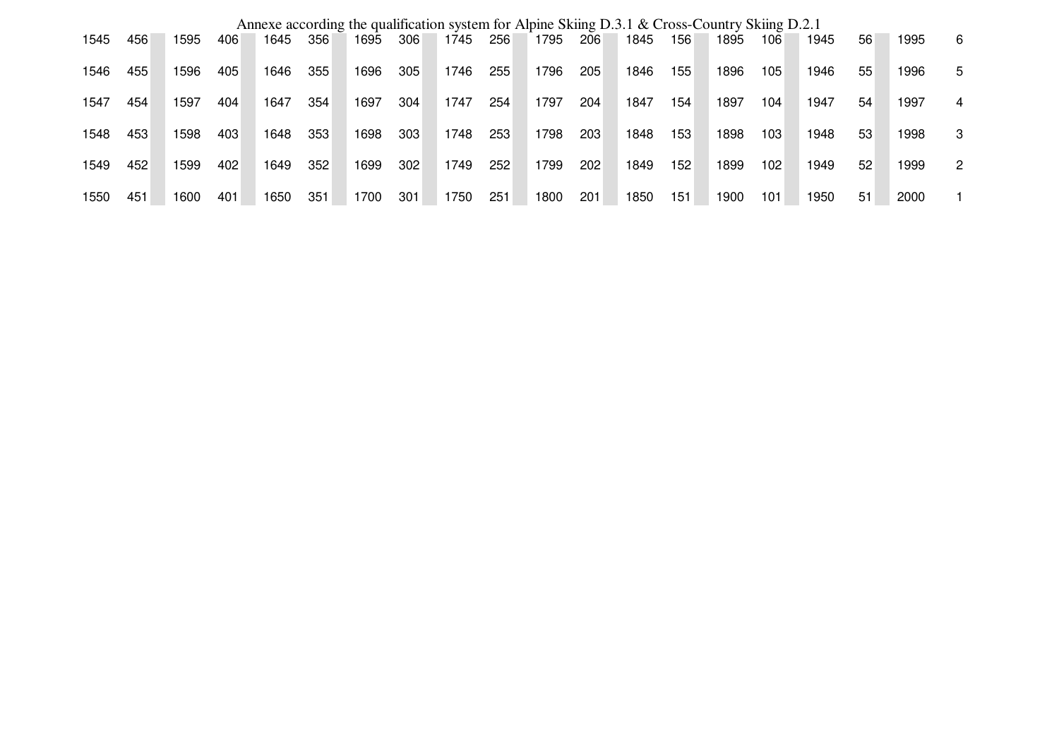Annexe according the qualification system for Alpine Skiing D.3.1 & Cross-Country Skiing D.2.1

| | | | | | | | | | | | | | | | | | | | |
|---|---|---|---|---|---|---|---|---|---|---|---|---|---|---|---|---|---|---|---|
| 1545 | 456 | 1595 | 406 | 1645 | 356 | 1695 | 306 | 1745 | 256 | 1795 | 206 | 1845 | 156 | 1895 | 106 | 1945 | 56 | 1995 | 6 |
| 1546 | 455 | 1596 | 405 | 1646 | 355 | 1696 | 305 | 1746 | 255 | 1796 | 205 | 1846 | 155 | 1896 | 105 | 1946 | 55 | 1996 | 5 |
| 1547 | 454 | 1597 | 404 | 1647 | 354 | 1697 | 304 | 1747 | 254 | 1797 | 204 | 1847 | 154 | 1897 | 104 | 1947 | 54 | 1997 | 4 |
| 1548 | 453 | 1598 | 403 | 1648 | 353 | 1698 | 303 | 1748 | 253 | 1798 | 203 | 1848 | 153 | 1898 | 103 | 1948 | 53 | 1998 | 3 |
| 1549 | 452 | 1599 | 402 | 1649 | 352 | 1699 | 302 | 1749 | 252 | 1799 | 202 | 1849 | 152 | 1899 | 102 | 1949 | 52 | 1999 | 2 |
| 1550 | 451 | 1600 | 401 | 1650 | 351 | 1700 | 301 | 1750 | 251 | 1800 | 201 | 1850 | 151 | 1900 | 101 | 1950 | 51 | 2000 | 1 |